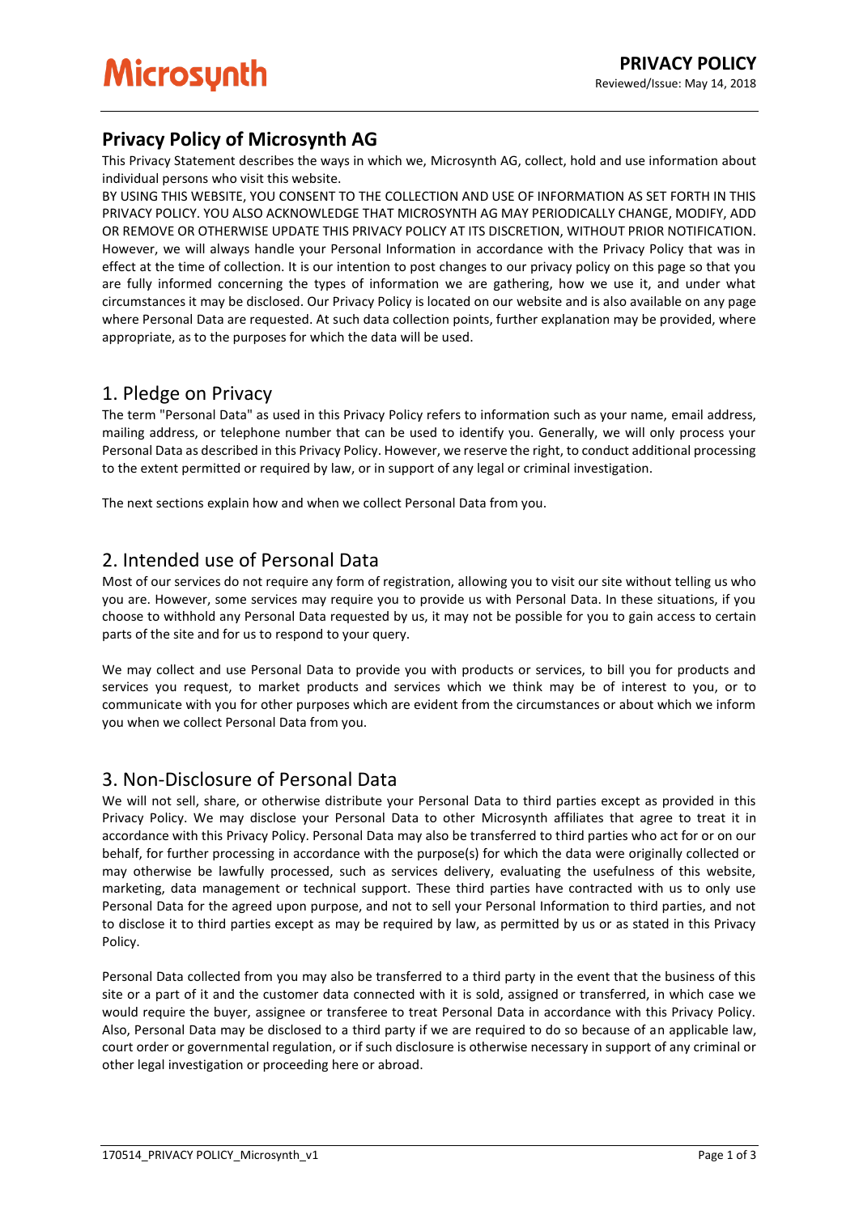# Privacy Policy of Microsynth AG

This Privacy Statement describes the ways in which we, Microsynth AG, collect, hold and use information about individual persons who visit this website.

BY USING THIS WEBSITE, YOU CONSENT TO THE COLLECTION AND USE OF INFORMATION AS SET FORTH IN THIS PRIVACY POLICY. YOU ALSO ACKNOWLEDGE THAT MICROSYNTH AG MAY PERIODICALLY CHANGE, MODIFY, ADD OR REMOVE OR OTHERWISE UPDATE THIS PRIVACY POLICY AT ITS DISCRETION, WITHOUT PRIOR NOTIFICATION. However, we will always handle your Personal Information in accordance with the Privacy Policy that was in effect at the time of collection. It is our intention to post changes to our privacy policy on this page so that you are fully informed concerning the types of information we are gathering, how we use it, and under what circumstances it may be disclosed. Our Privacy Policy is located on our website and is also available on any page where Personal Data are requested. At such data collection points, further explanation may be provided, where appropriate, as to the purposes for which the data will be used.

## 1. Pledge on Privacy

The term "Personal Data" as used in this Privacy Policy refers to information such as your name, email address, mailing address, or telephone number that can be used to identify you. Generally, we will only process your Personal Data as described in this Privacy Policy. However, we reserve the right, to conduct additional processing to the extent permitted or required by law, or in support of any legal or criminal investigation.

The next sections explain how and when we collect Personal Data from you.

## 2. Intended use of Personal Data

Most of our services do not require any form of registration, allowing you to visit our site without telling us who you are. However, some services may require you to provide us with Personal Data. In these situations, if you choose to withhold any Personal Data requested by us, it may not be possible for you to gain access to certain parts of the site and for us to respond to your query.

We may collect and use Personal Data to provide you with products or services, to bill you for products and services you request, to market products and services which we think may be of interest to you, or to communicate with you for other purposes which are evident from the circumstances or about which we inform you when we collect Personal Data from you.

## 3. Non-Disclosure of Personal Data

We will not sell, share, or otherwise distribute your Personal Data to third parties except as provided in this Privacy Policy. We may disclose your Personal Data to other Microsynth affiliates that agree to treat it in accordance with this Privacy Policy. Personal Data may also be transferred to third parties who act for or on our behalf, for further processing in accordance with the purpose(s) for which the data were originally collected or may otherwise be lawfully processed, such as services delivery, evaluating the usefulness of this website, marketing, data management or technical support. These third parties have contracted with us to only use Personal Data for the agreed upon purpose, and not to sell your Personal Information to third parties, and not to disclose it to third parties except as may be required by law, as permitted by us or as stated in this Privacy Policy.

Personal Data collected from you may also be transferred to a third party in the event that the business of this site or a part of it and the customer data connected with it is sold, assigned or transferred, in which case we would require the buyer, assignee or transferee to treat Personal Data in accordance with this Privacy Policy. Also, Personal Data may be disclosed to a third party if we are required to do so because of an applicable law, court order or governmental regulation, or if such disclosure is otherwise necessary in support of any criminal or other legal investigation or proceeding here or abroad.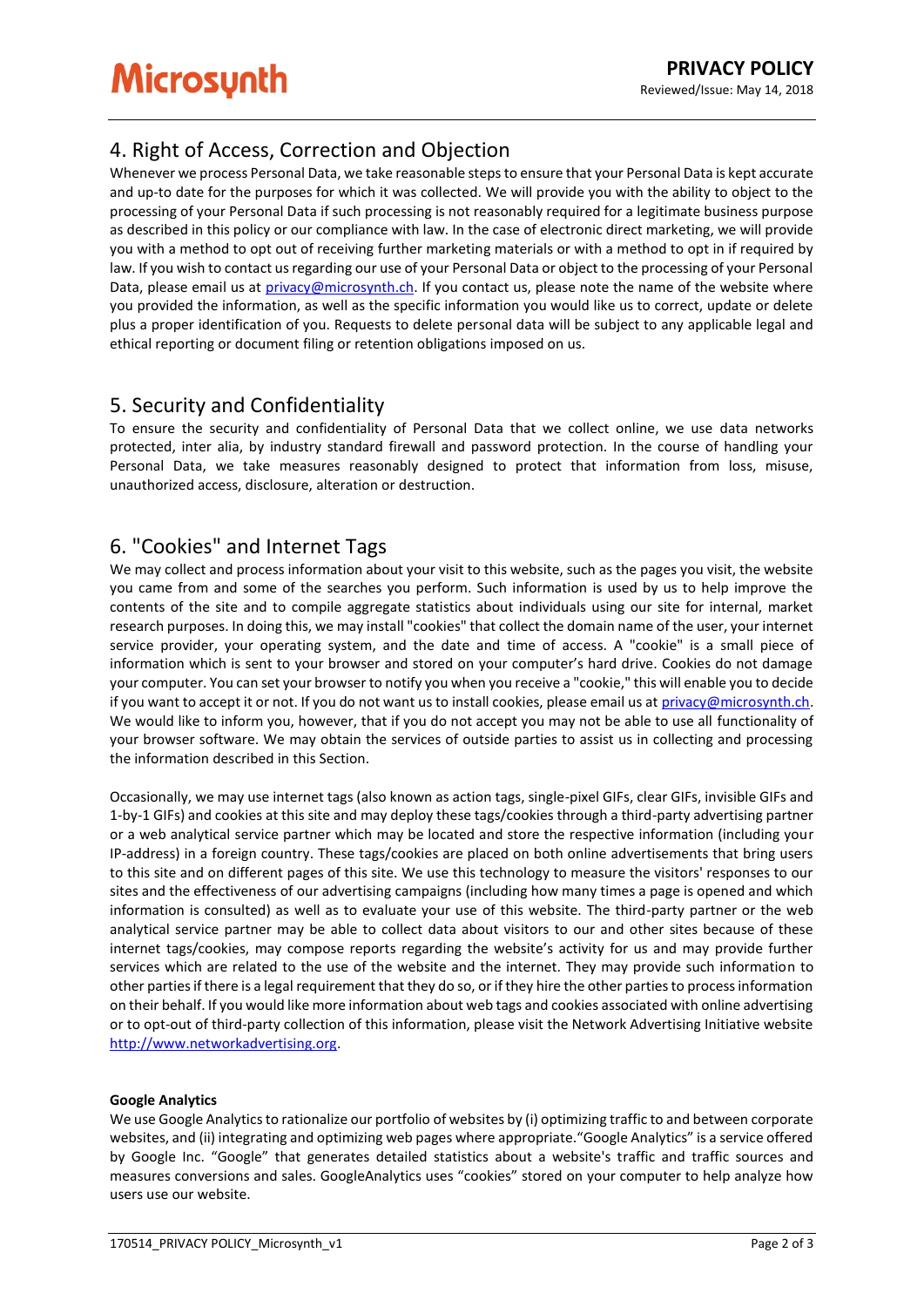## 4. Right of Access, Correction and Objection

Whenever we process Personal Data, we take reasonable steps to ensure that your Personal Data is kept accurate and up-to date for the purposes for which it was collected. We will provide you with the ability to object to the processing of your Personal Data if such processing is not reasonably required for a legitimate business purpose as described in this policy or our compliance with law. In the case of electronic direct marketing, we will provide you with a method to opt out of receiving further marketing materials or with a method to opt in if required by law. If you wish to contact us regarding our use of your Personal Data or object to the processing of your Personal Data, please email us at privacy@microsynth.ch. If you contact us, please note the name of the website where you provided the information, as well as the specific information you would like us to correct, update or delete plus a proper identification of you. Requests to delete personal data will be subject to any applicable legal and ethical reporting or document filing or retention obligations imposed on us.

## 5. Security and Confidentiality

To ensure the security and confidentiality of Personal Data that we collect online, we use data networks protected, inter alia, by industry standard firewall and password protection. In the course of handling your Personal Data, we take measures reasonably designed to protect that information from loss, misuse, unauthorized access, disclosure, alteration or destruction.

## 6. "Cookies" and Internet Tags

We may collect and process information about your visit to this website, such as the pages you visit, the website you came from and some of the searches you perform. Such information is used by us to help improve the contents of the site and to compile aggregate statistics about individuals using our site for internal, market research purposes. In doing this, we may install "cookies" that collect the domain name of the user, your internet service provider, your operating system, and the date and time of access. A "cookie" is a small piece of information which is sent to your browser and stored on your computer's hard drive. Cookies do not damage your computer. You can set your browser to notify you when you receive a "cookie," this will enable you to decide if you want to accept it or not. If you do not want us to install cookies, please email us at privacy@microsynth.ch. We would like to inform you, however, that if you do not accept you may not be able to use all functionality of your browser software. We may obtain the services of outside parties to assist us in collecting and processing the information described in this Section.

Occasionally, we may use internet tags (also known as action tags, single-pixel GIFs, clear GIFs, invisible GIFs and 1-by-1 GIFs) and cookies at this site and may deploy these tags/cookies through a third-party advertising partner or a web analytical service partner which may be located and store the respective information (including your IP-address) in a foreign country. These tags/cookies are placed on both online advertisements that bring users to this site and on different pages of this site. We use this technology to measure the visitors' responses to our sites and the effectiveness of our advertising campaigns (including how many times a page is opened and which information is consulted) as well as to evaluate your use of this website. The third-party partner or the web analytical service partner may be able to collect data about visitors to our and other sites because of these internet tags/cookies, may compose reports regarding the website's activity for us and may provide further services which are related to the use of the website and the internet. They may provide such information to other parties if there is a legal requirement that they do so, or if they hire the other parties to process information on their behalf. If you would like more information about web tags and cookies associated with online advertising or to opt-out of third-party collection of this information, please visit the Network Advertising Initiative website http://www.networkadvertising.org.

**Google Analytics**

We use Google Analytics to rationalize our portfolio of websites by (i) optimizing traffic to and between corporate websites, and (ii) integrating and optimizing web pages where appropriate."Google Analytics" is a service offered by Google Inc. "Google" that generates detailed statistics about a website's traffic and traffic sources and measures conversions and sales. GoogleAnalytics uses "cookies" stored on your computer to help analyze how users use our website.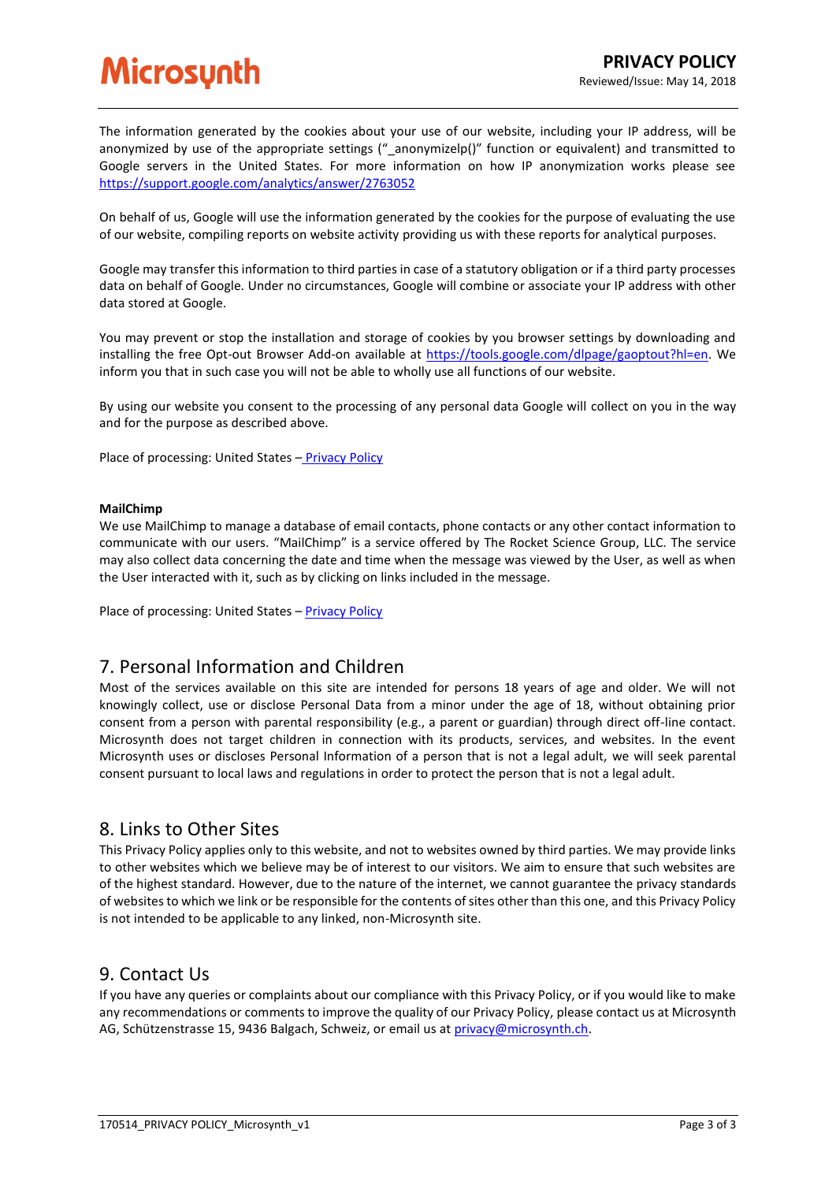The information generated by the cookies about your use of our website, including your IP address, will be anonymized by use of the appropriate settings ("_anonymizelp()" function or equivalent) and transmitted to Google servers in the United States. For more information on how IP anonymization works please see https://support.google.com/analytics/answer/2763052

On behalf of us, Google will use the information generated by the cookies for the purpose of evaluating the use of our website, compiling reports on website activity providing us with these reports for analytical purposes.

Google may transfer this information to third parties in case of a statutory obligation or if a third party processes data on behalf of Google. Under no circumstances, Google will combine or associate your IP address with other data stored at Google.

You may prevent or stop the installation and storage of cookies by you browser settings by downloading and installing the free Opt-out Browser Add-on available at https://tools.google.com/dlpage/gaoptout?hl=en. We inform you that in such case you will not be able to wholly use all functions of our website.

By using our website you consent to the processing of any personal data Google will collect on you in the way and for the purpose as described above.

Place of processing: United States – Privacy Policy

**MailChimp**

We use MailChimp to manage a database of email contacts, phone contacts or any other contact information to communicate with our users. "MailChimp" is a service offered by The Rocket Science Group, LLC. The service may also collect data concerning the date and time when the message was viewed by the User, as well as when the User interacted with it, such as by clicking on links included in the message.

Place of processing: United States – Privacy Policy

## 7. Personal Information and Children

Most of the services available on this site are intended for persons 18 years of age and older. We will not knowingly collect, use or disclose Personal Data from a minor under the age of 18, without obtaining prior consent from a person with parental responsibility (e.g., a parent or guardian) through direct off-line contact. Microsynth does not target children in connection with its products, services, and websites. In the event Microsynth uses or discloses Personal Information of a person that is not a legal adult, we will seek parental consent pursuant to local laws and regulations in order to protect the person that is not a legal adult.

## 8. Links to Other Sites

This Privacy Policy applies only to this website, and not to websites owned by third parties. We may provide links to other websites which we believe may be of interest to our visitors. We aim to ensure that such websites are of the highest standard. However, due to the nature of the internet, we cannot guarantee the privacy standards of websites to which we link or be responsible for the contents of sites other than this one, and this Privacy Policy is not intended to be applicable to any linked, non-Microsynth site.

## 9. Contact Us

If you have any queries or complaints about our compliance with this Privacy Policy, or if you would like to make any recommendations or comments to improve the quality of our Privacy Policy, please contact us at Microsynth AG, Schützenstrasse 15, 9436 Balgach, Schweiz, or email us at privacy@microsynth.ch.